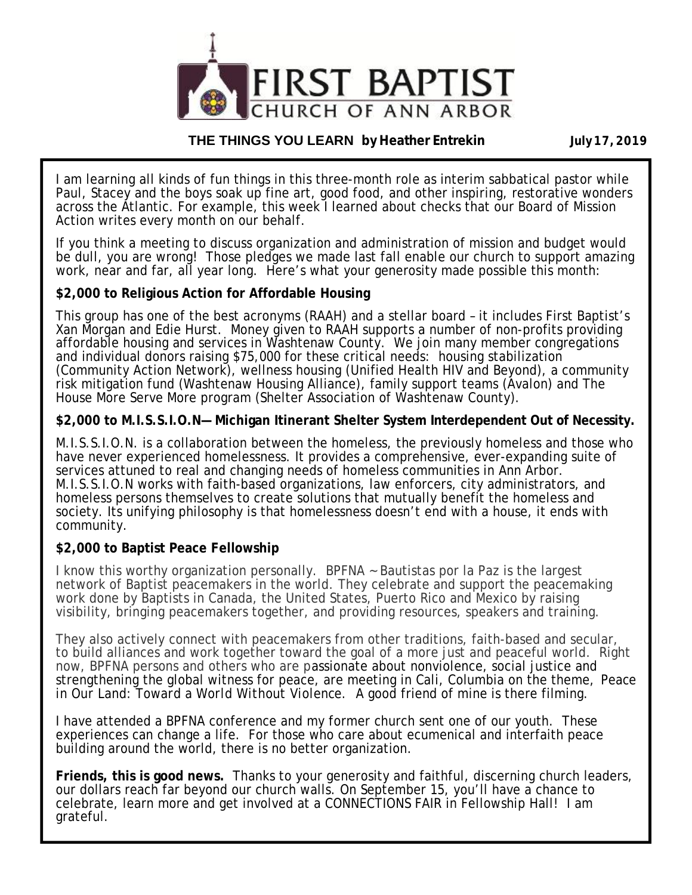# FIRST BAPTIST CHURCH OF ANN ARBOR

**THE THINGS YOU LEARN by Heather Entrekin** **July 17, 2019**

I am learning all kinds of fun things in this three-month role as interim sabbatical pastor while Paul, Stacey and the boys soak up fine art, good food, and other inspiring, restorative wonders across the Atlantic. For example, this week I learned about checks that our Board of Mission Action writes every month on our behalf.

If you think a meeting to discuss organization and administration of mission and budget would be dull, you are wrong! Those pledges we made last fall enable our church to support amazing work, near and far, all year long. Here's what your generosity made possible this month:

**$2,000 to Religious Action for Affordable Housing**

This group has one of the best acronyms (RAAH) and a stellar board – it includes First Baptist's Xan Morgan and Edie Hurst. Money given to RAAH supports a number of non-profits providing affordable housing and services in Washtenaw County. We join many member congregations and individual donors raising $75,000 for these critical needs: housing stabilization (Community Action Network), wellness housing (Unified Health HIV and Beyond), a community risk mitigation fund (Washtenaw Housing Alliance), family support teams (Avalon) and The House More Serve More program (Shelter Association of Washtenaw County).

**$2,000 to M.I.S.S.I.O.N— Michigan Itinerant Shelter System Interdependent Out of Necessity.**

M.I.S.S.I.O.N. is a collaboration between the homeless, the previously homeless and those who have never experienced homelessness. It provides a comprehensive, ever-expanding suite of services attuned to real and changing needs of homeless communities in Ann Arbor. M.I.S.S.I.O.N works with faith-based organizations, law enforcers, city administrators, and homeless persons themselves to create solutions that mutually benefit the homeless and society. Its unifying philosophy is that homelessness doesn't end with a house, it ends with community.

**$2,000 to Baptist Peace Fellowship**

I know this worthy organization personally. BPFNA ~ Bautistas por la Paz is the largest network of Baptist peacemakers in the world. They celebrate and support the peacemaking work done by Baptists in Canada, the United States, Puerto Rico and Mexico by raising visibility, bringing peacemakers together, and providing resources, speakers and training.

They also actively connect with peacemakers from other traditions, faith-based and secular, to build alliances and work together toward the goal of a more just and peaceful world. Right now, BPFNA persons and others who are passionate about nonviolence, social justice and strengthening the global witness for peace, are meeting in Cali, Columbia on the theme, *Peace in Our Land: Toward a World Without Violence.* A good friend of mine is there filming.

I have attended a BPFNA conference and my former church sent one of our youth. These experiences can change a life. For those who care about ecumenical and interfaith peace building around the world, there is no better organization.

**Friends, this is good news.** Thanks to your generosity and faithful, discerning church leaders, our dollars reach far beyond our church walls. On September 15, you'll have a chance to celebrate, learn more and get involved at a CONNECTIONS FAIR in Fellowship Hall! I am grateful.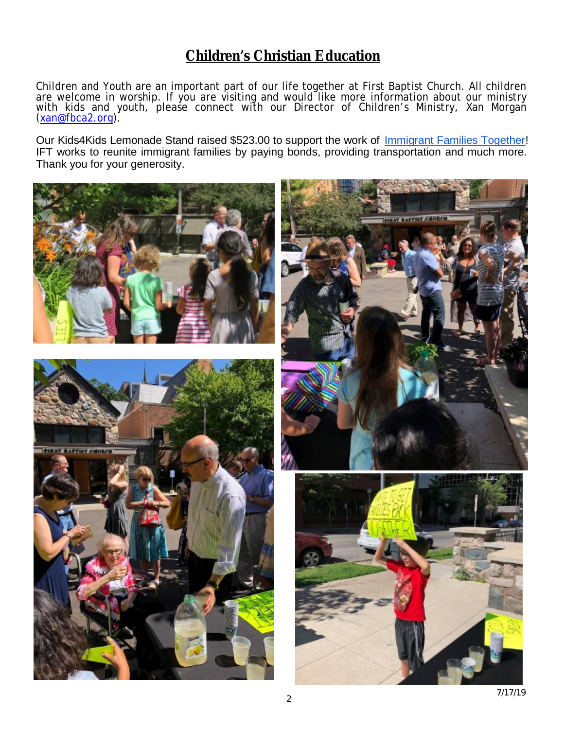# Children's Christian Education

Children and Youth are an important part of our life together at First Baptist Church. All children are welcome in worship. If you are visiting and would like more information about our ministry with kids and youth, please connect with our Director of Children's Ministry, Xan Morgan (xan@fbca2.org).

Our Kids4Kids Lemonade Stand raised $523.00 to support the work of Immigrant Families Together! IFT works to reunite immigrant families by paying bonds, providing transportation and much more. Thank you for your generosity.

7/17/19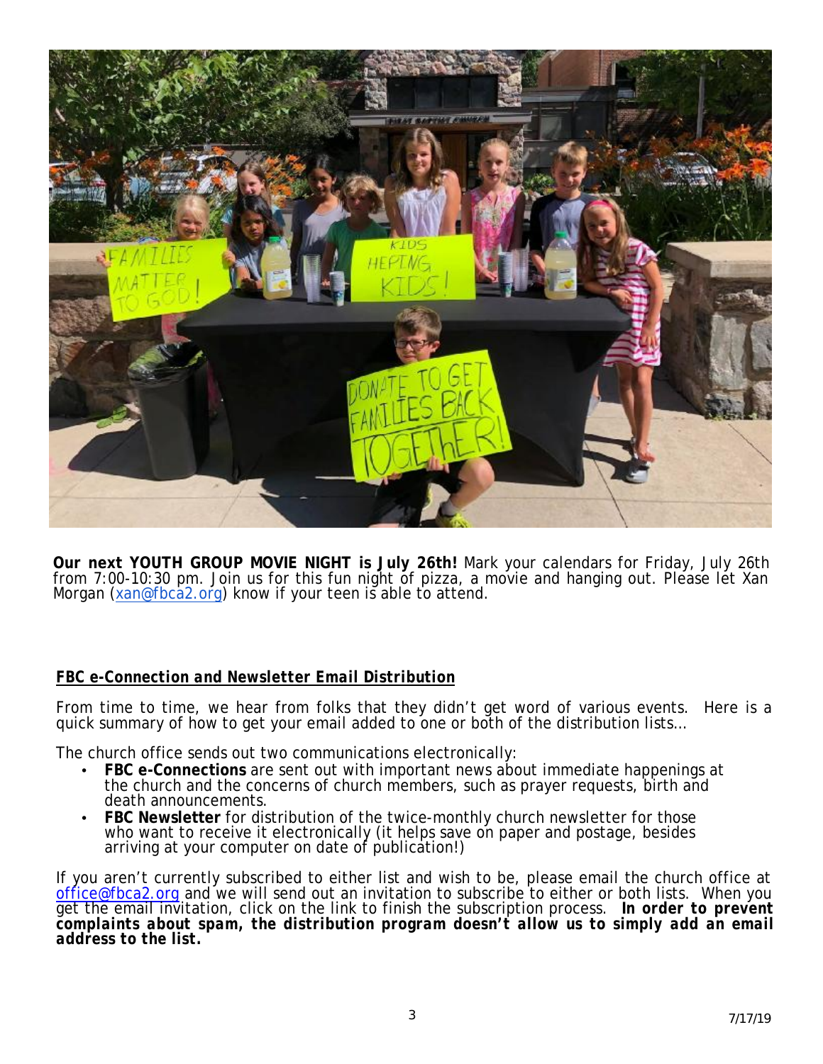**Our next YOUTH GROUP MOVIE NIGHT is July 26th!** Mark your calendars for Friday, July 26th from 7:00-10:30 pm. Join us for this fun night of pizza, a movie and hanging out. Please let Xan Morgan (xan@fbca2.org) know if your teen is able to attend.

***FBC e-Connection and Newsletter Email Distribution***

From time to time, we hear from folks that they didn't get word of various events. Here is a quick summary of how to get your email added to one or both of the distribution lists…

The church office sends out two communications electronically:

- **FBC e-Connections** are sent out with important news about immediate happenings at the church and the concerns of church members, such as prayer requests, birth and death announcements.
- **FBC Newsletter** for distribution of the twice-monthly church newsletter for those who want to receive it electronically (it helps save on paper and postage, besides arriving at your computer on date of publication!)

If you aren't currently subscribed to either list and wish to be, please email the church office at office@fbca2.org and we will send out an invitation to subscribe to either or both lists. When you get the email invitation, click on the link to finish the subscription process. ***In order to prevent complaints about spam, the distribution program doesn't allow us to simply add an email address to the list.***

7/17/19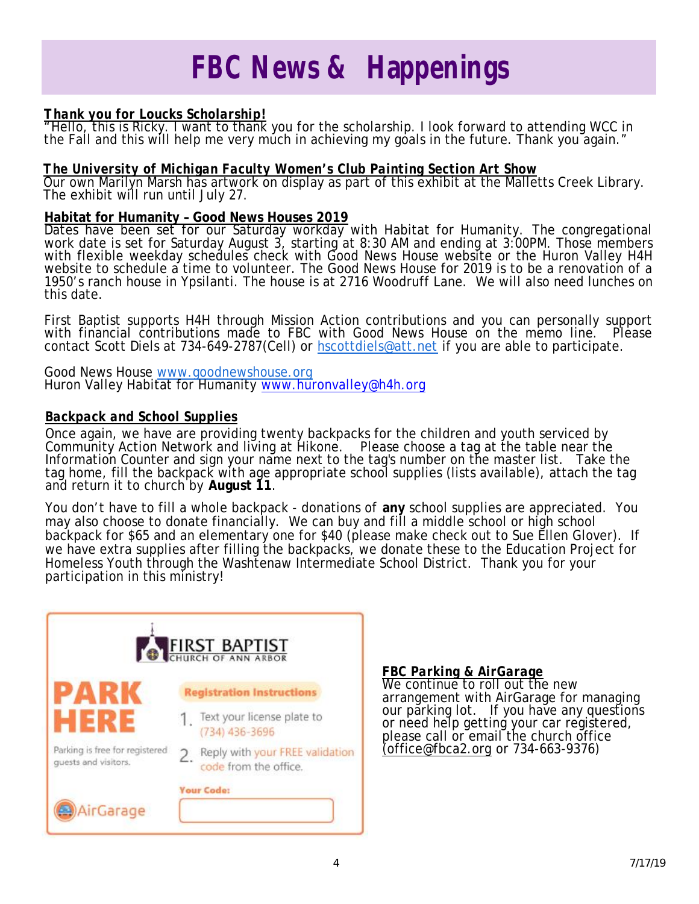// FBC News & Happenings

### *Thank you for Loucks Scholarship!*

"Hello, this is Ricky. I want to thank you for the scholarship. I look forward to attending WCC in the Fall and this will help me very much in achieving my goals in the future. Thank you again."

### *The University of Michigan Faculty Women's Club Painting Section Art Show*

Our own Marilyn Marsh has artwork on display as part of this exhibit at the Malletts Creek Library. The exhibit will run until July 27.

### Habitat for Humanity – Good News Houses 2019

Dates have been set for our Saturday workday with Habitat for Humanity. The congregational work date is set for Saturday August 3, starting at 8:30 AM and ending at 3:00PM. Those members with flexible weekday schedules check with Good News House website or the Huron Valley H4H website to schedule a time to volunteer. The Good News House for 2019 is to be a renovation of a 1950's ranch house in Ypsilanti. The house is at 2716 Woodruff Lane. We will also need lunches on this date.

First Baptist supports H4H through Mission Action contributions and you can personally support with financial contributions made to FBC with Good News House on the memo line. Please contact Scott Diels at 734-649-2787(Cell) or hscottdiels@att.net if you are able to participate.

Good News House www.goodnewshouse.org
Huron Valley Habitat for Humanity www.huronvalley@h4h.org

### *Backpack and School Supplies*

Once again, we have are providing twenty backpacks for the children and youth serviced by Community Action Network and living at Hikone. Please choose a tag at the table near the Information Counter and sign your name next to the tag's number on the master list. Take the tag home, fill the backpack with age appropriate school supplies (lists available), attach the tag and return it to church by **August 11**.

You don't have to fill a whole backpack - donations of **any** school supplies are appreciated. You may also choose to donate financially. We can buy and fill a middle school or high school backpack for $65 and an elementary one for $40 (please make check out to Sue Ellen Glover). If we have extra supplies after filling the backpacks, we donate these to the Education Project for Homeless Youth through the Washtenaw Intermediate School District. Thank you for your participation in this ministry!

FIRST BAPTIST CHURCH OF ANN ARBOR

**PARK HERE**

Parking is free for registered guests and visitors.

**Registration Instructions**

1. Text your license plate to (734) 436-3696
2. Reply with your FREE validation code from the office.

**Your Code:**

AirGarage

### *FBC Parking & AirGarage*

We continue to roll out the new arrangement with AirGarage for managing our parking lot. If you have any questions or need help getting your car registered, please call or email the church office (office@fbca2.org or 734-663-9376)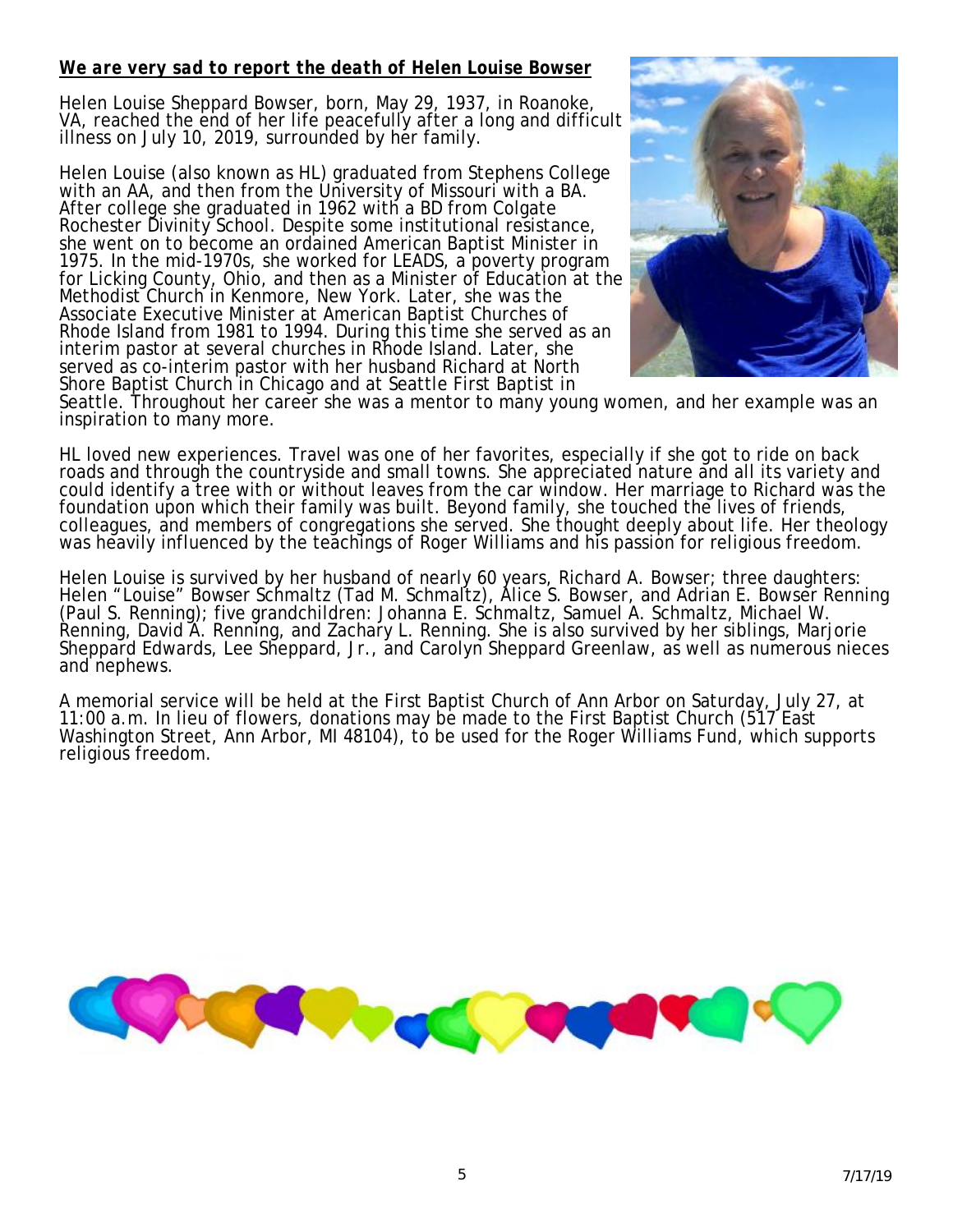***We are very sad to report the death of Helen Louise Bowser***

Helen Louise Sheppard Bowser, born, May 29, 1937, in Roanoke, VA, reached the end of her life peacefully after a long and difficult illness on July 10, 2019, surrounded by her family.

Helen Louise (also known as HL) graduated from Stephens College with an AA, and then from the University of Missouri with a BA. After college she graduated in 1962 with a BD from Colgate Rochester Divinity School. Despite some institutional resistance, she went on to become an ordained American Baptist Minister in 1975. In the mid-1970s, she worked for LEADS, a poverty program for Licking County, Ohio, and then as a Minister of Education at the Methodist Church in Kenmore, New York. Later, she was the Associate Executive Minister at American Baptist Churches of Rhode Island from 1981 to 1994. During this time she served as an interim pastor at several churches in Rhode Island. Later, she served as co-interim pastor with her husband Richard at North Shore Baptist Church in Chicago and at Seattle First Baptist in Seattle. Throughout her career she was a mentor to many young women, and her example was an inspiration to many more.

HL loved new experiences. Travel was one of her favorites, especially if she got to ride on back roads and through the countryside and small towns. She appreciated nature and all its variety and could identify a tree with or without leaves from the car window. Her marriage to Richard was the foundation upon which their family was built. Beyond family, she touched the lives of friends, colleagues, and members of congregations she served. She thought deeply about life. Her theology was heavily influenced by the teachings of Roger Williams and his passion for religious freedom.

Helen Louise is survived by her husband of nearly 60 years, Richard A. Bowser; three daughters: Helen "Louise" Bowser Schmaltz (Tad M. Schmaltz), Alice S. Bowser, and Adrian E. Bowser Renning (Paul S. Renning); five grandchildren: Johanna E. Schmaltz, Samuel A. Schmaltz, Michael W. Renning, David A. Renning, and Zachary L. Renning. She is also survived by her siblings, Marjorie Sheppard Edwards, Lee Sheppard, Jr., and Carolyn Sheppard Greenlaw, as well as numerous nieces and nephews.

A memorial service will be held at the First Baptist Church of Ann Arbor on Saturday, July 27, at 11:00 a.m. In lieu of flowers, donations may be made to the First Baptist Church (517 East Washington Street, Ann Arbor, MI 48104), to be used for the Roger Williams Fund, which supports religious freedom.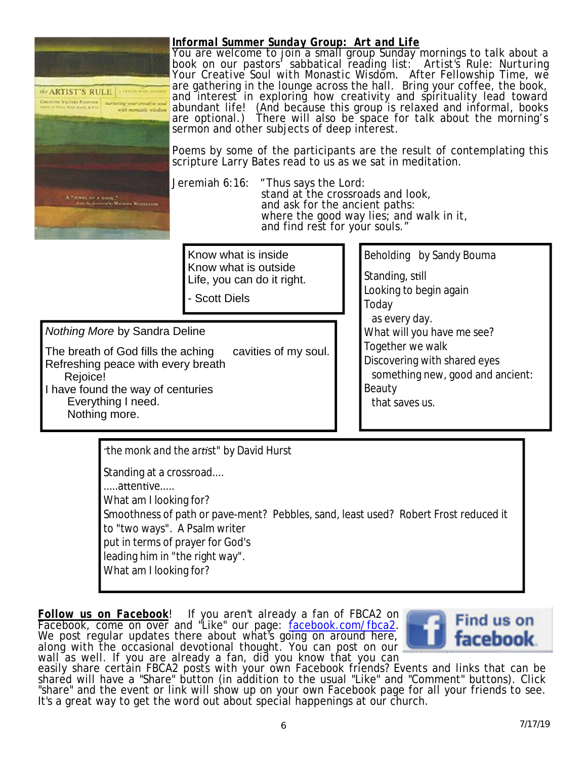### ***Informal Summer Sunday Group: Art and Life***

You are welcome to join a small group Sunday mornings to talk about a book on our pastors' sabbatical reading list: Artist's Rule: Nurturing Your Creative Soul with Monastic Wisdom. After Fellowship Time, we are gathering in the lounge across the hall. Bring your coffee, the book, and interest in exploring how creativity and spirituality lead toward abundant life! (And because this group is relaxed and informal, books are optional.) There will also be space for talk about the morning's sermon and other subjects of deep interest.

Poems by some of the participants are the result of contemplating this scripture Larry Bates read to us as we sat in meditation.

Jeremiah 6:16: "Thus says the Lord:
stand at the crossroads and look,
and ask for the ancient paths:
where the good way lies; and walk in it,
and find rest for your souls."

Know what is inside
Know what is outside
Life, you can do it right.

- Scott Diels

*Nothing More* by Sandra Deline

The breath of God fills the aching cavities of my soul.
Refreshing peace with every breath
Rejoice!
I have found the way of centuries
Everything I need.
Nothing more.

Beholding by Sandy Bouma

Standing, still
Looking to begin again
Today
as every day.
What will you have me see?
Together we walk
Discovering with shared eyes
something new, good and ancient:
Beauty
that saves us.

"the monk and the artist" by David Hurst

Standing at a crossroad....
.....attentive.....
What am I looking for?
Smoothness of path or pave-ment? Pebbles, sand, least used? Robert Frost reduced it to "two ways". A Psalm writer
put in terms of prayer for God's
leading him in "the right way".
What am I looking for?

**Follow us on Facebook**! If you aren't already a fan of FBCA2 on Facebook, come on over and "Like" our page: facebook.com/fbca2. We post regular updates there about what's going on around here, along with the occasional devotional thought. You can post on our wall as well. If you are already a fan, did you know that you can easily share certain FBCA2 posts with your own Facebook friends? Events and links that can be shared will have a "Share" button (in addition to the usual "Like" and "Comment" buttons). Click "share" and the event or link will show up on your own Facebook page for all your friends to see. It's a great way to get the word out about special happenings at our church.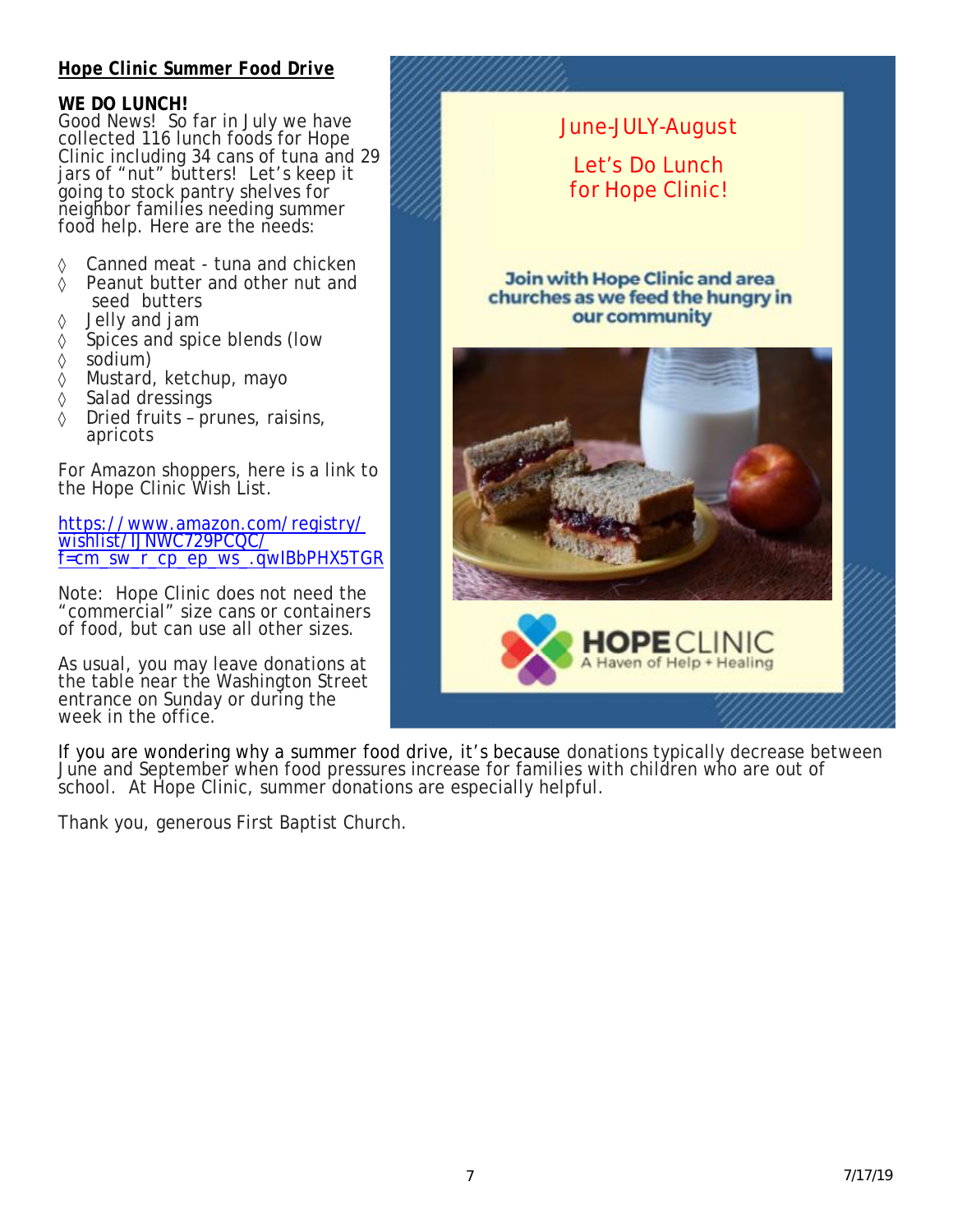**Hope Clinic Summer Food Drive**

**WE DO LUNCH!**
Good News! So far in July we have collected 116 lunch foods for Hope Clinic including 34 cans of tuna and 29 jars of "nut" butters! Let's keep it going to stock pantry shelves for neighbor families needing summer food help. Here are the needs:

- Canned meat - tuna and chicken
- Peanut butter and other nut and seed butters
- Jelly and jam
- Spices and spice blends (low sodium)
- Mustard, ketchup, mayo
- Salad dressings
- Dried fruits – prunes, raisins, apricots

For Amazon shoppers, here is a link to the Hope Clinic Wish List.

https://www.amazon.com/registry/wishlist/IJNWC729PCQC/f=cm_sw_r_cp_ep_ws_.qwIBbPHX5TGR

Note: Hope Clinic does not need the "commercial" size cans or containers of food, but can use all other sizes.

As usual, you may leave donations at the table near the Washington Street entrance on Sunday or during the week in the office.

June-JULY-August

Let's Do Lunch for Hope Clinic!

Join with Hope Clinic and area churches as we feed the hungry in our community

HOPE CLINIC
A Haven of Help + Healing

If you are wondering why a summer food drive, it's because donations typically decrease between June and September when food pressures increase for families with children who are out of school. At Hope Clinic, summer donations are especially helpful.

Thank you, generous First Baptist Church.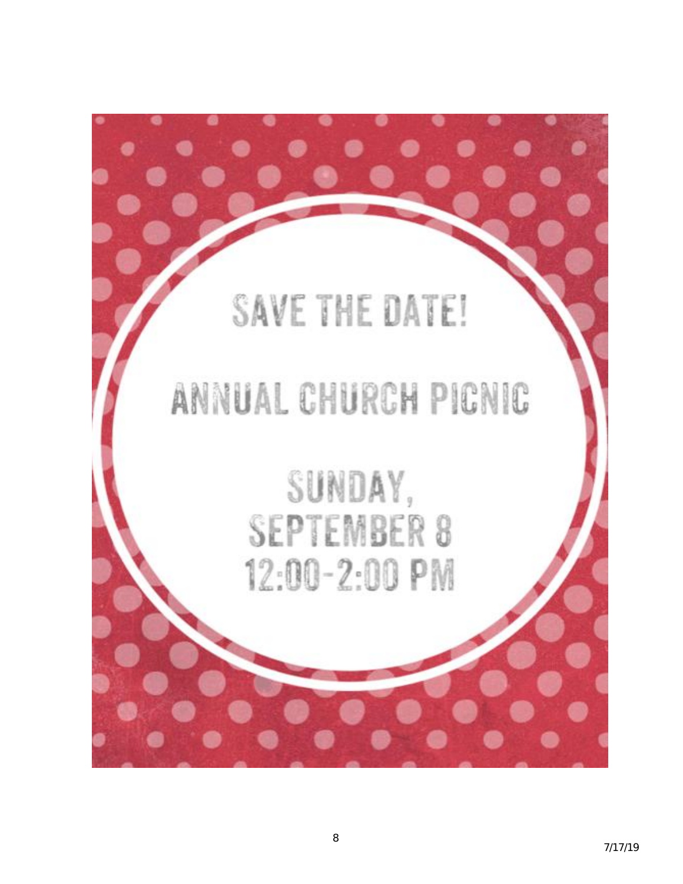# SAVE THE DATE!

## ANNUAL CHURCH PICNIC

SUNDAY,
SEPTEMBER 8
12:00-2:00 PM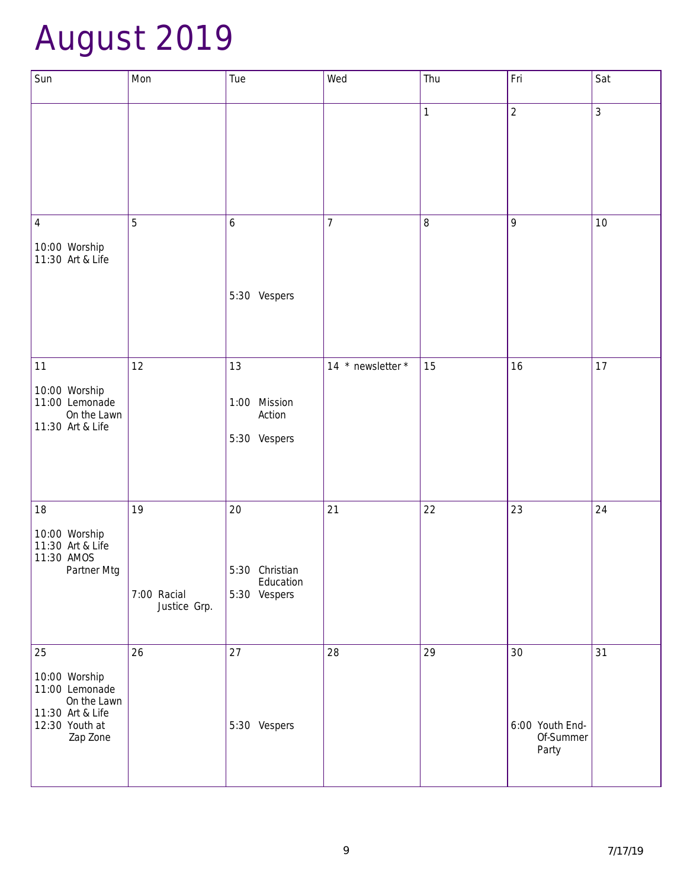# August 2019

| Sun | Mon | Tue | Wed | Thu | Fri | Sat |
|---|---|---|---|---|---|---|
| | | | | 1 | 2 | 3 |
| 4<br><br>10:00 Worship<br>11:30 Art & Life | 5 | 6<br><br>5:30 Vespers | 7 | 8 | 9 | 10 |
| 11<br><br>10:00 Worship<br>11:00 Lemonade On the Lawn<br>11:30 Art & Life | 12 | 13<br><br>1:00 Mission Action<br><br>5:30 Vespers | 14 * newsletter * | 15 | 16 | 17 |
| 18<br><br>10:00 Worship<br>11:30 Art & Life<br>11:30 AMOS Partner Mtg | 19<br><br>7:00 Racial Justice Grp. | 20<br><br>5:30 Christian Education<br>5:30 Vespers | 21 | 22 | 23 | 24 |
| 25<br><br>10:00 Worship<br>11:00 Lemonade On the Lawn<br>11:30 Art & Life<br>12:30 Youth at Zap Zone | 26 | 27<br><br>5:30 Vespers | 28 | 29 | 30<br><br>6:00 Youth End-Of-Summer Party | 31 |

7/17/19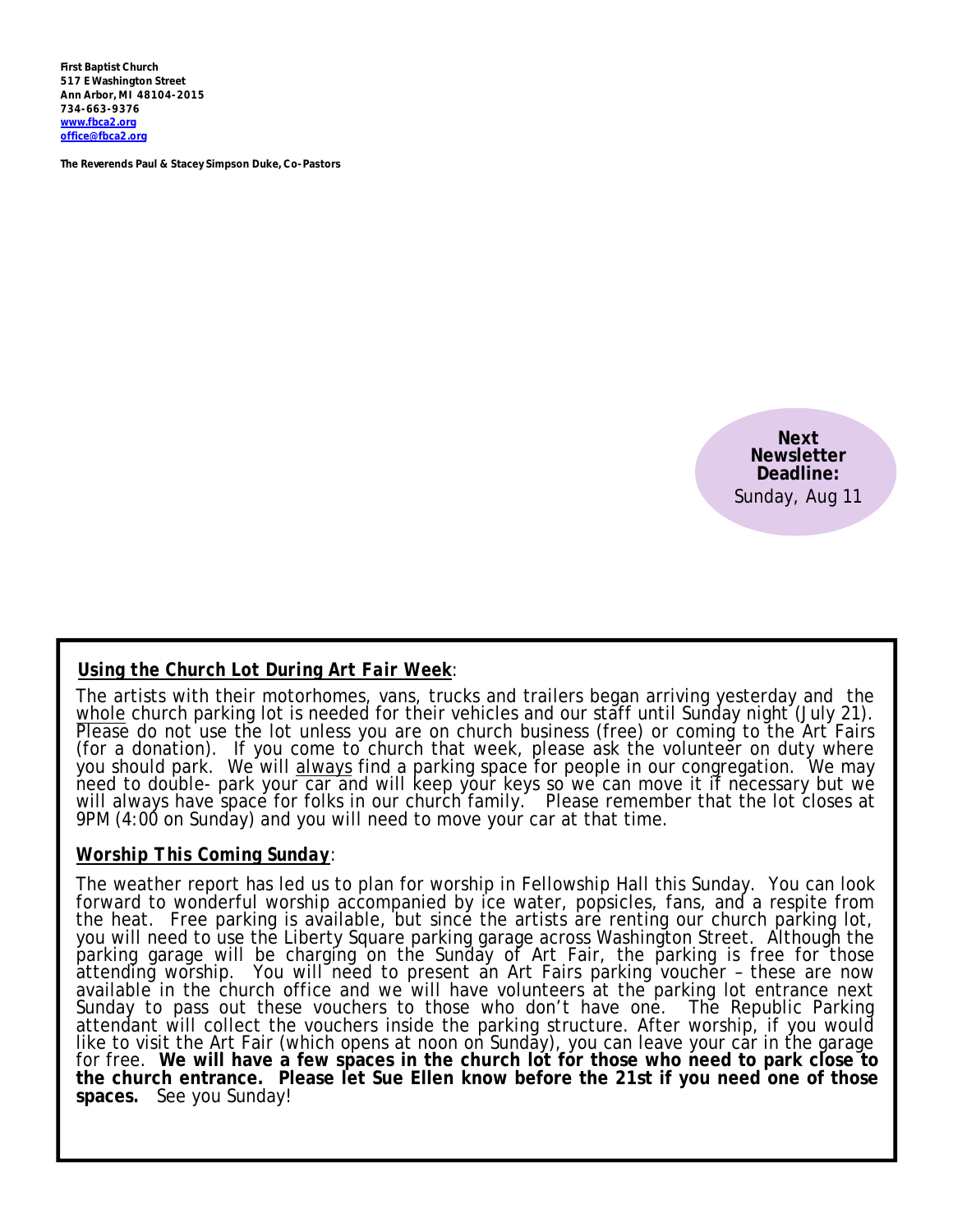**First Baptist Church**
**517 E Washington Street**
**Ann Arbor, MI 48104-2015**
**734-663-9376**
**www.fbca2.org**
**office@fbca2.org**

**The Reverends Paul & Stacey Simpson Duke, Co-Pastors**

**Next Newsletter Deadline:**
Sunday, Aug 11

***Using the Church Lot During Art Fair Week***:

The artists with their motorhomes, vans, trucks and trailers began arriving yesterday and the whole church parking lot is needed for their vehicles and our staff until Sunday night (July 21). Please do not use the lot unless you are on church business (free) or coming to the Art Fairs (for a donation). If you come to church that week, please ask the volunteer on duty where you should park. We will always find a parking space for people in our congregation. We may need to double- park your car and will keep your keys so we can move it if necessary but we will always have space for folks in our church family. Please remember that the lot closes at 9PM (4:00 on Sunday) and you will need to move your car at that time.

***Worship This Coming Sunday***:

The weather report has led us to plan for worship in Fellowship Hall this Sunday. You can look forward to wonderful worship accompanied by ice water, popsicles, fans, and a respite from the heat. Free parking is available, but since the artists are renting our church parking lot, you will need to use the Liberty Square parking garage across Washington Street. Although the parking garage will be charging on the Sunday of Art Fair, the parking is free for those attending worship. You will need to present an Art Fairs parking voucher – these are now available in the church office and we will have volunteers at the parking lot entrance next Sunday to pass out these vouchers to those who don't have one. The Republic Parking attendant will collect the vouchers inside the parking structure. After worship, if you would like to visit the Art Fair (which opens at noon on Sunday), you can leave your car in the garage for free. **We will have a few spaces in the church lot for those who need to park close to the church entrance. Please let Sue Ellen know before the 21st if you need one of those spaces.** See you Sunday!